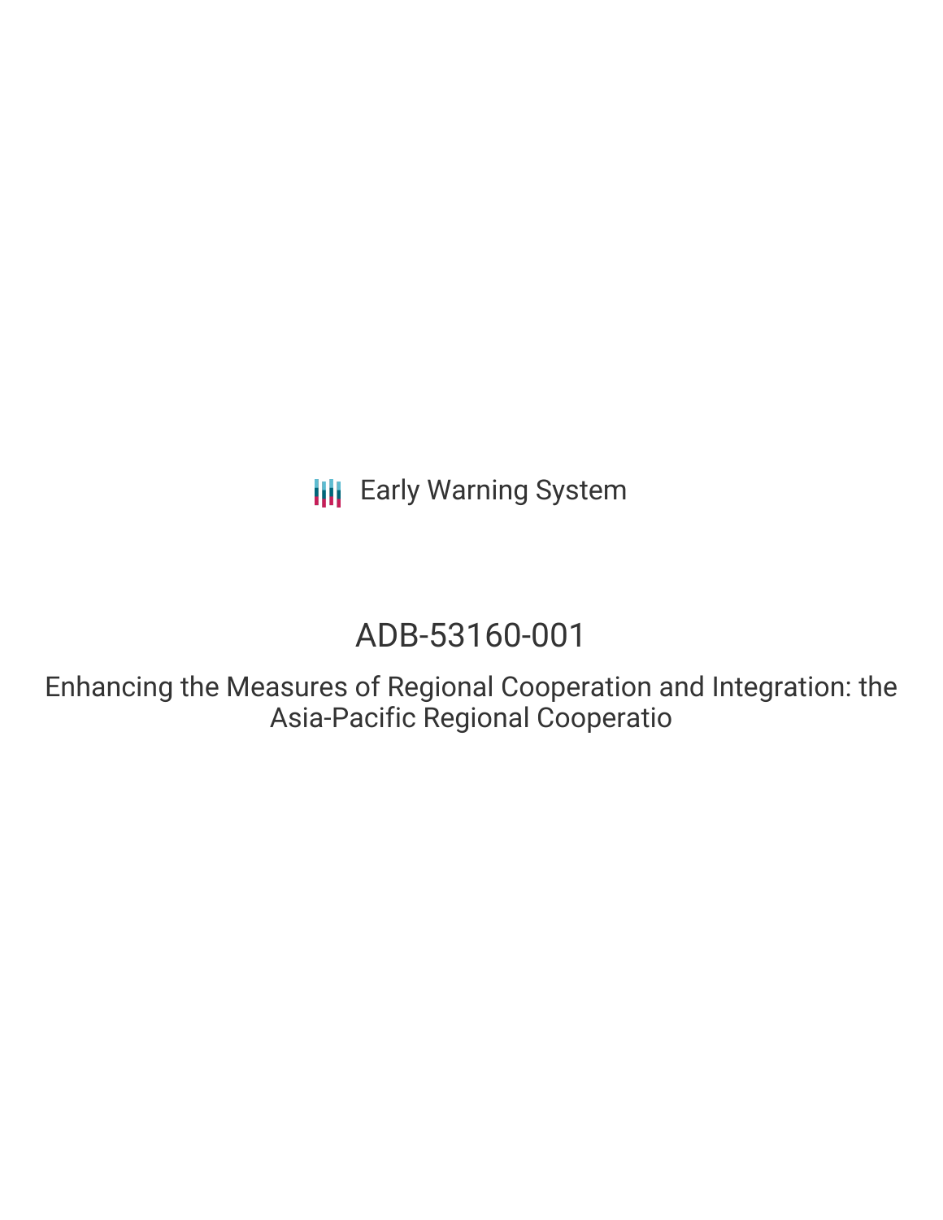Early Warning System

# ADB-53160-001

Enhancing the Measures of Regional Cooperation and Integration: the Asia-Pacific Regional Cooperatio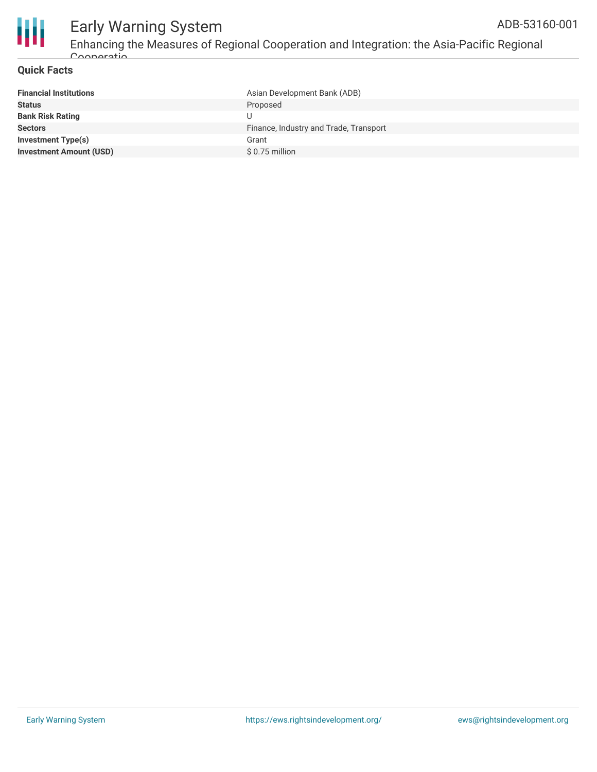## Quick Facts

| | |
|---|---|
| **Financial Institutions** | Asian Development Bank (ADB) |
| **Status** | Proposed |
| **Bank Risk Rating** | U |
| **Sectors** | Finance, Industry and Trade, Transport |
| **Investment Type(s)** | Grant |
| **Investment Amount (USD)** | $ 0.75 million |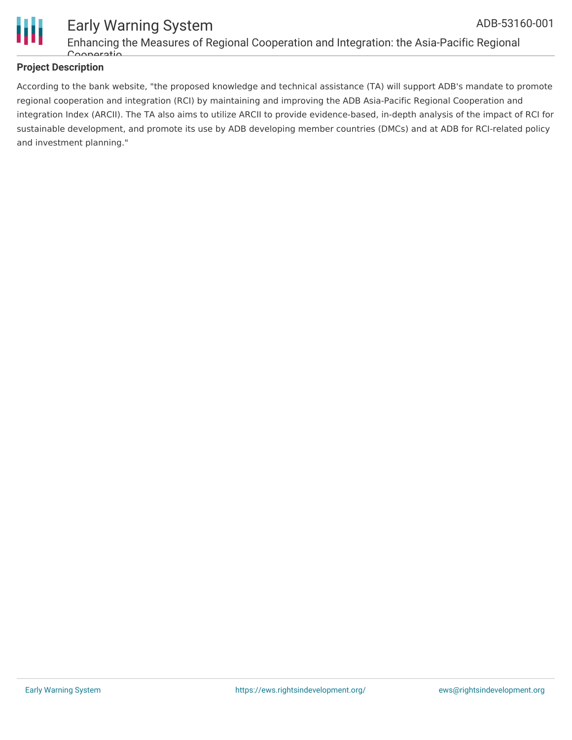### Project Description

According to the bank website, "the proposed knowledge and technical assistance (TA) will support ADB's mandate to promote regional cooperation and integration (RCI) by maintaining and improving the ADB Asia-Pacific Regional Cooperation and integration Index (ARCII). The TA also aims to utilize ARCII to provide evidence-based, in-depth analysis of the impact of RCI for sustainable development, and promote its use by ADB developing member countries (DMCs) and at ADB for RCI-related policy and investment planning."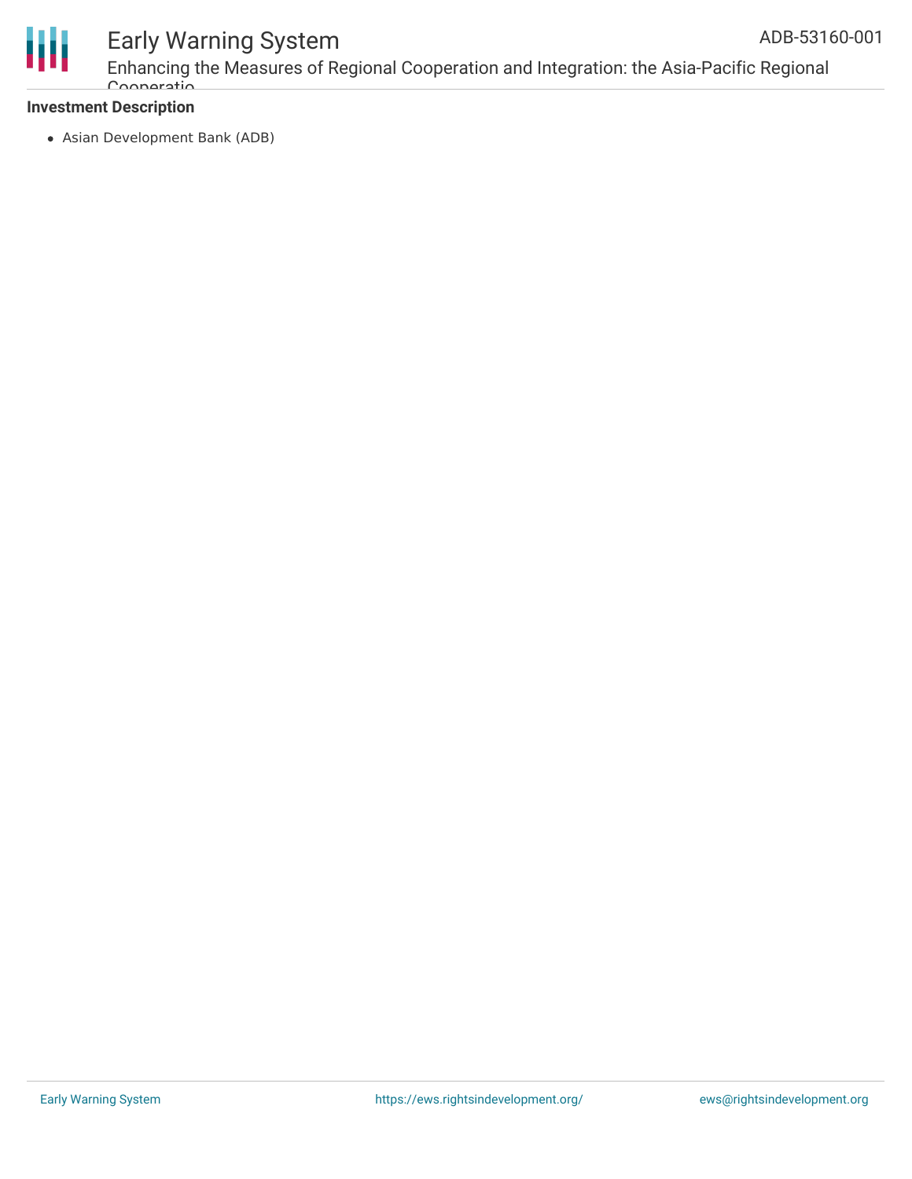**Investment Description**

- Asian Development Bank (ADB)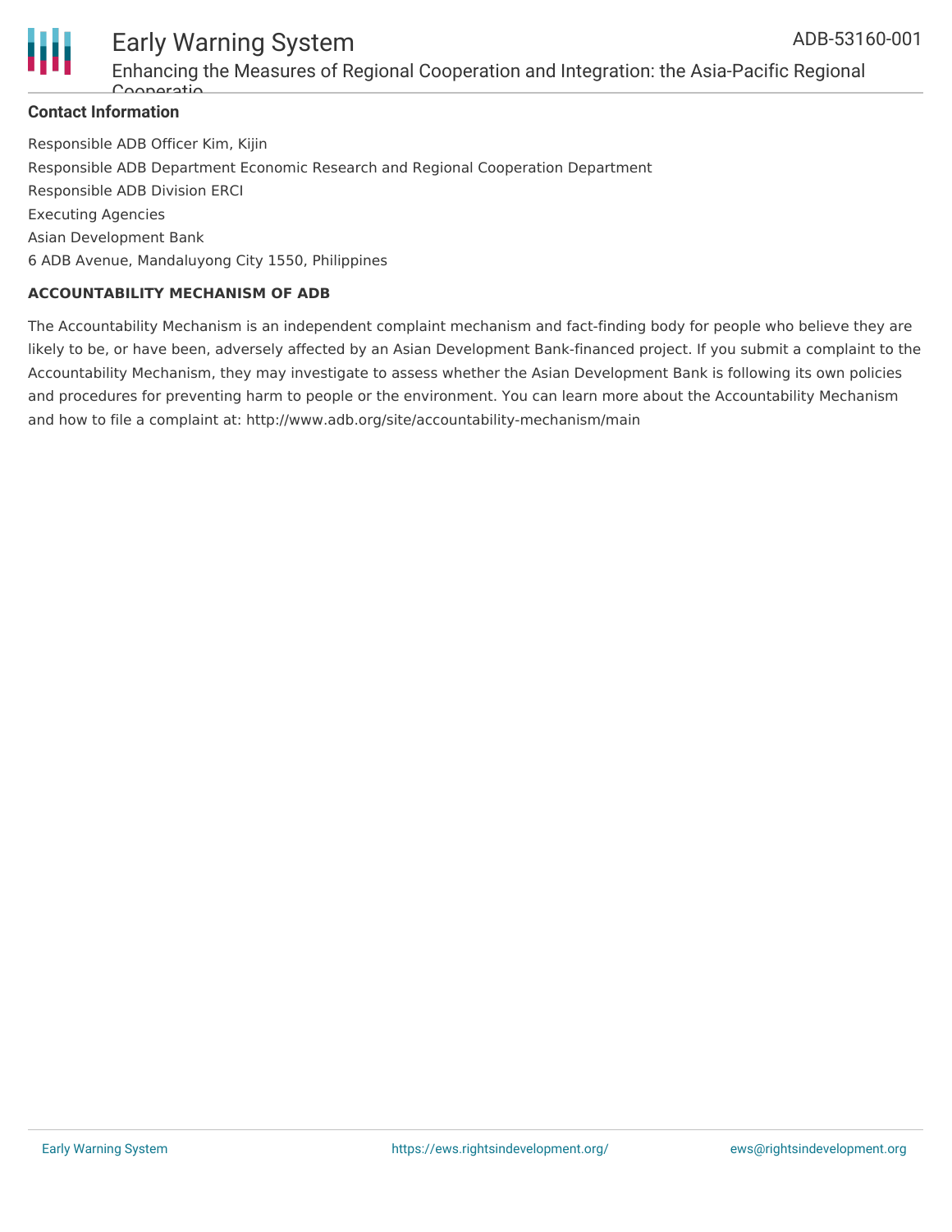## Contact Information

Responsible ADB Officer Kim, Kijin

Responsible ADB Department Economic Research and Regional Cooperation Department

Responsible ADB Division ERCI

Executing Agencies

Asian Development Bank

6 ADB Avenue, Mandaluyong City 1550, Philippines

### ACCOUNTABILITY MECHANISM OF ADB

The Accountability Mechanism is an independent complaint mechanism and fact-finding body for people who believe they are likely to be, or have been, adversely affected by an Asian Development Bank-financed project. If you submit a complaint to the Accountability Mechanism, they may investigate to assess whether the Asian Development Bank is following its own policies and procedures for preventing harm to people or the environment. You can learn more about the Accountability Mechanism and how to file a complaint at: http://www.adb.org/site/accountability-mechanism/main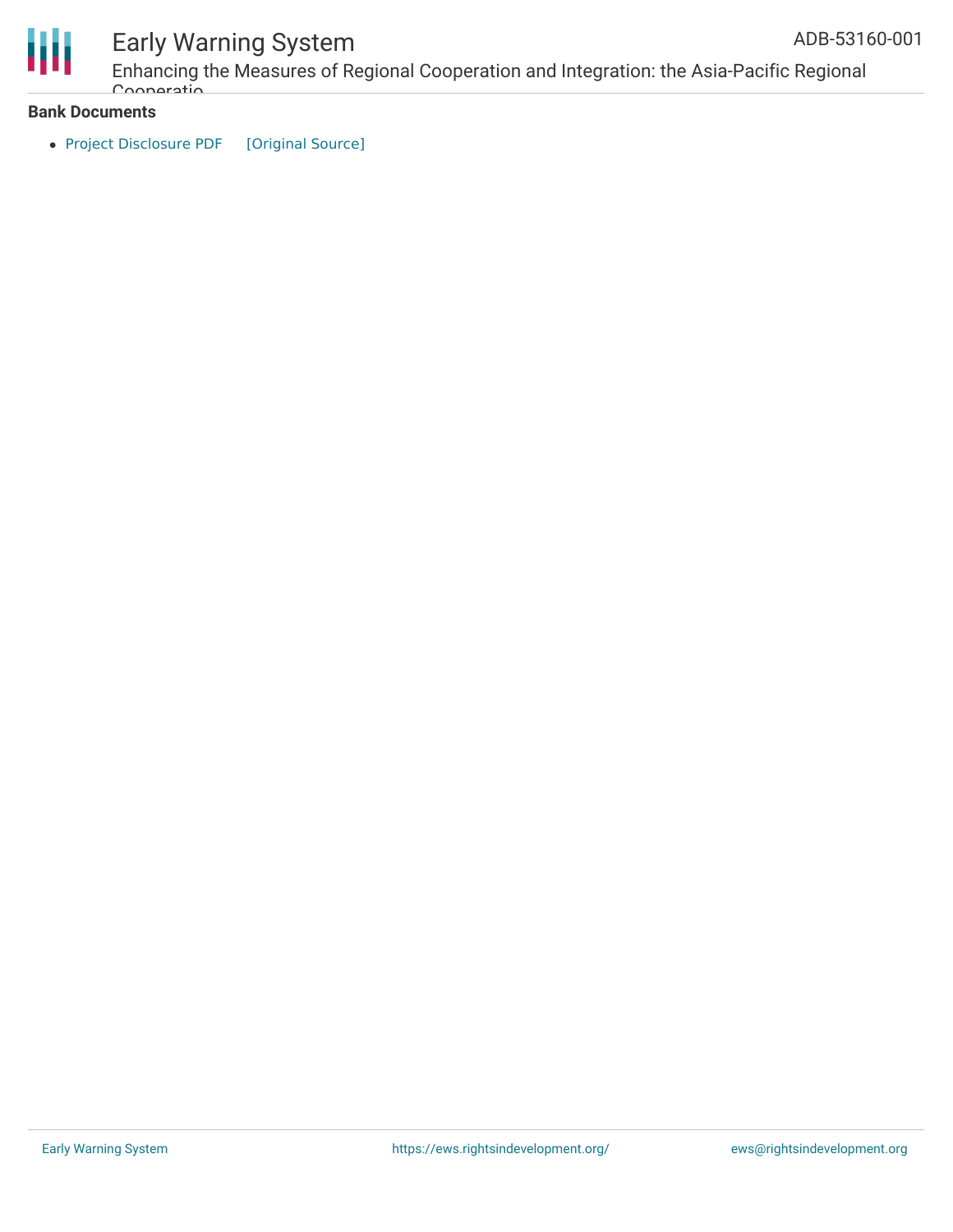**Bank Documents**

- Project Disclosure PDF [Original Source]